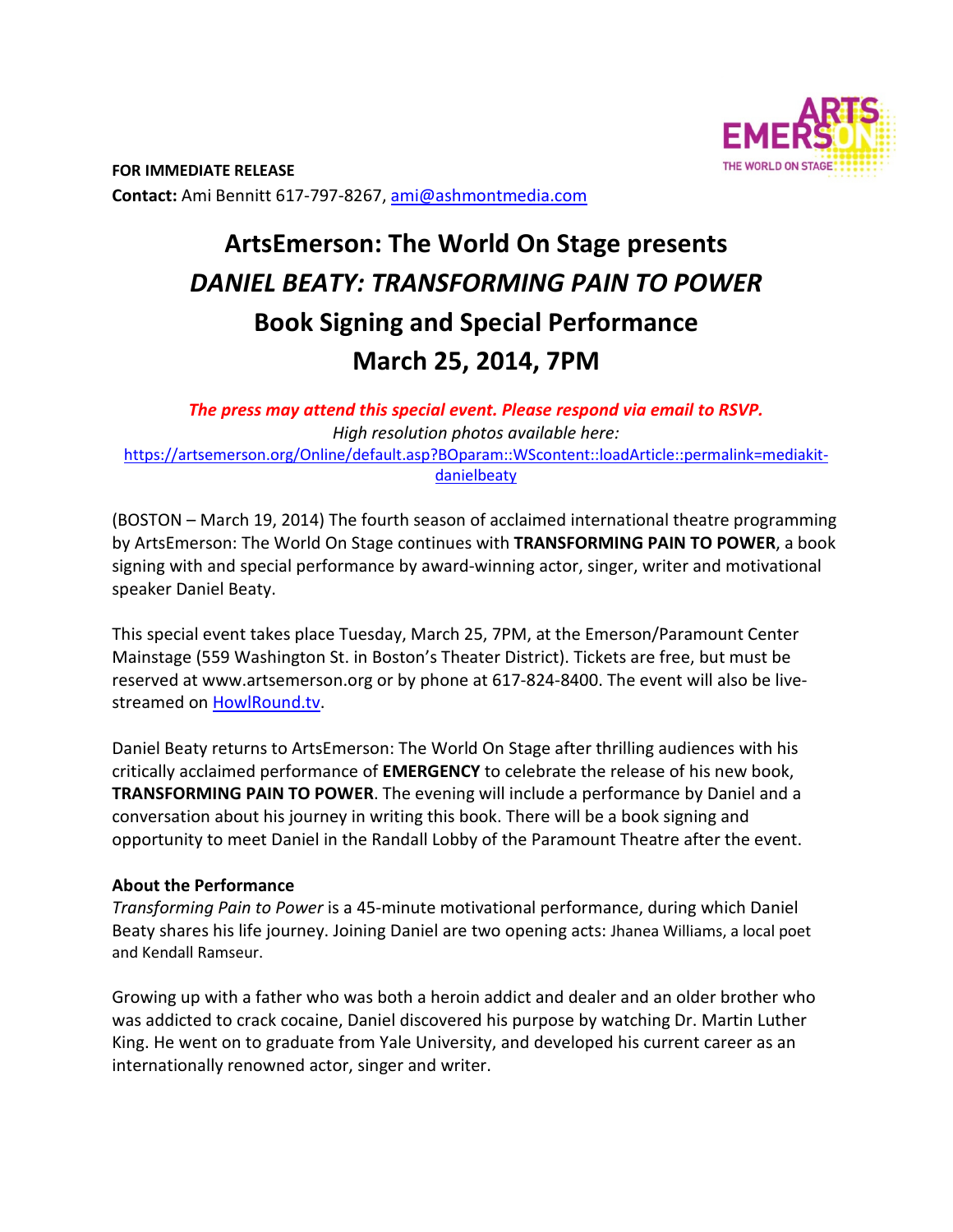**FOR IMMEDIATE RELEASE**
**Contact:** Ami Bennitt 617-797-8267, ami@ashmontmedia.com

# ArtsEmerson: The World On Stage presents
# *DANIEL BEATY: TRANSFORMING PAIN TO POWER*
# Book Signing and Special Performance
# March 25, 2014, 7PM

***The press may attend this special event. Please respond via email to RSVP.***

*High resolution photos available here:*
https://artsemerson.org/Online/default.asp?BOparam::WScontent::loadArticle::permalink=mediakit-danielbeaty

(BOSTON – March 19, 2014) The fourth season of acclaimed international theatre programming by ArtsEmerson: The World On Stage continues with **TRANSFORMING PAIN TO POWER**, a book signing with and special performance by award-winning actor, singer, writer and motivational speaker Daniel Beaty.

This special event takes place Tuesday, March 25, 7PM, at the Emerson/Paramount Center Mainstage (559 Washington St. in Boston's Theater District). Tickets are free, but must be reserved at www.artsemerson.org or by phone at 617-824-8400. The event will also be live-streamed on HowlRound.tv.

Daniel Beaty returns to ArtsEmerson: The World On Stage after thrilling audiences with his critically acclaimed performance of **EMERGENCY** to celebrate the release of his new book, **TRANSFORMING PAIN TO POWER**. The evening will include a performance by Daniel and a conversation about his journey in writing this book. There will be a book signing and opportunity to meet Daniel in the Randall Lobby of the Paramount Theatre after the event.

**About the Performance**

*Transforming Pain to Power* is a 45-minute motivational performance, during which Daniel Beaty shares his life journey. Joining Daniel are two opening acts: Jhanea Williams, a local poet and Kendall Ramseur.

Growing up with a father who was both a heroin addict and dealer and an older brother who was addicted to crack cocaine, Daniel discovered his purpose by watching Dr. Martin Luther King. He went on to graduate from Yale University, and developed his current career as an internationally renowned actor, singer and writer.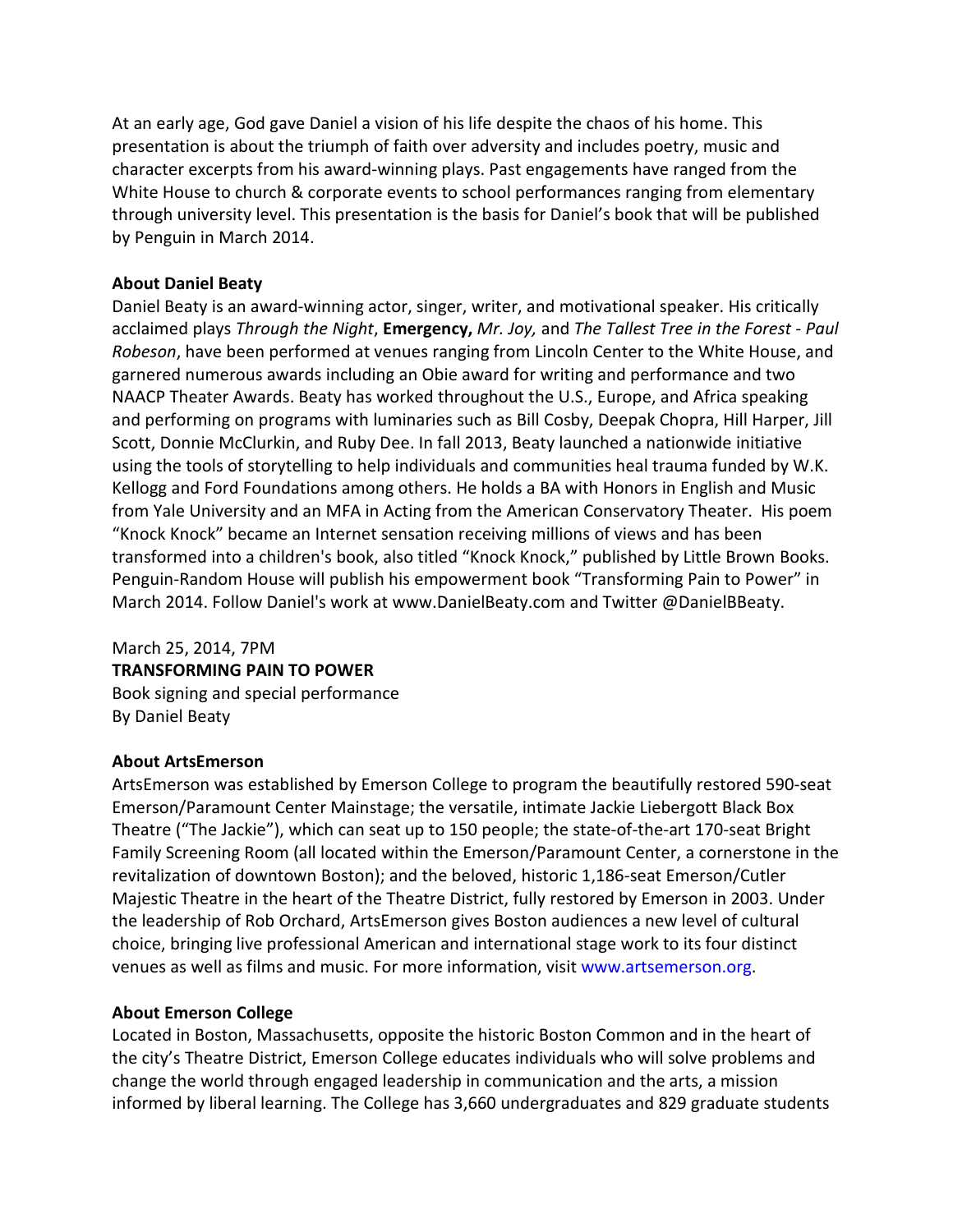At an early age, God gave Daniel a vision of his life despite the chaos of his home. This presentation is about the triumph of faith over adversity and includes poetry, music and character excerpts from his award-winning plays. Past engagements have ranged from the White House to church & corporate events to school performances ranging from elementary through university level. This presentation is the basis for Daniel's book that will be published by Penguin in March 2014.

**About Daniel Beaty**

Daniel Beaty is an award-winning actor, singer, writer, and motivational speaker. His critically acclaimed plays *Through the Night*, **Emergency,** *Mr. Joy,* and *The Tallest Tree in the Forest - Paul Robeson*, have been performed at venues ranging from Lincoln Center to the White House, and garnered numerous awards including an Obie award for writing and performance and two NAACP Theater Awards. Beaty has worked throughout the U.S., Europe, and Africa speaking and performing on programs with luminaries such as Bill Cosby, Deepak Chopra, Hill Harper, Jill Scott, Donnie McClurkin, and Ruby Dee. In fall 2013, Beaty launched a nationwide initiative using the tools of storytelling to help individuals and communities heal trauma funded by W.K. Kellogg and Ford Foundations among others. He holds a BA with Honors in English and Music from Yale University and an MFA in Acting from the American Conservatory Theater. His poem "Knock Knock" became an Internet sensation receiving millions of views and has been transformed into a children's book, also titled "Knock Knock," published by Little Brown Books. Penguin-Random House will publish his empowerment book "Transforming Pain to Power" in March 2014. Follow Daniel's work at www.DanielBeaty.com and Twitter @DanielBBeaty.

March 25, 2014, 7PM
**TRANSFORMING PAIN TO POWER**
Book signing and special performance
By Daniel Beaty

**About ArtsEmerson**

ArtsEmerson was established by Emerson College to program the beautifully restored 590-seat Emerson/Paramount Center Mainstage; the versatile, intimate Jackie Liebergott Black Box Theatre ("The Jackie"), which can seat up to 150 people; the state-of-the-art 170-seat Bright Family Screening Room (all located within the Emerson/Paramount Center, a cornerstone in the revitalization of downtown Boston); and the beloved, historic 1,186-seat Emerson/Cutler Majestic Theatre in the heart of the Theatre District, fully restored by Emerson in 2003. Under the leadership of Rob Orchard, ArtsEmerson gives Boston audiences a new level of cultural choice, bringing live professional American and international stage work to its four distinct venues as well as films and music. For more information, visit www.artsemerson.org.

**About Emerson College**

Located in Boston, Massachusetts, opposite the historic Boston Common and in the heart of the city's Theatre District, Emerson College educates individuals who will solve problems and change the world through engaged leadership in communication and the arts, a mission informed by liberal learning. The College has 3,660 undergraduates and 829 graduate students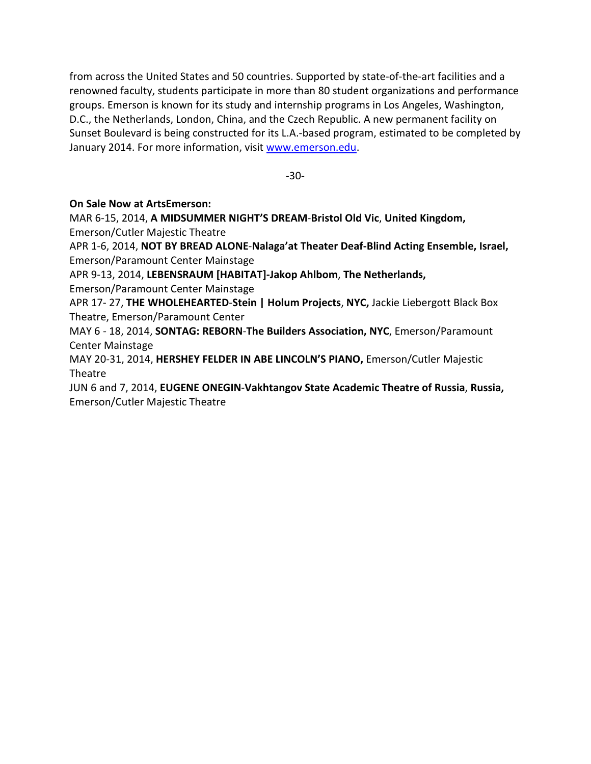from across the United States and 50 countries. Supported by state-of-the-art facilities and a renowned faculty, students participate in more than 80 student organizations and performance groups. Emerson is known for its study and internship programs in Los Angeles, Washington, D.C., the Netherlands, London, China, and the Czech Republic. A new permanent facility on Sunset Boulevard is being constructed for its L.A.-based program, estimated to be completed by January 2014. For more information, visit [www.emerson.edu](http://www.emerson.edu).

-30-

**On Sale Now at ArtsEmerson:**

MAR 6-15, 2014, **A MIDSUMMER NIGHT'S DREAM**-**Bristol Old Vic**, **United Kingdom,** Emerson/Cutler Majestic Theatre

APR 1-6, 2014, **NOT BY BREAD ALONE**-**Nalaga'at Theater Deaf-Blind Acting Ensemble, Israel,** Emerson/Paramount Center Mainstage

APR 9-13, 2014, **LEBENSRAUM [HABITAT]-Jakop Ahlbom**, **The Netherlands,** Emerson/Paramount Center Mainstage

APR 17- 27, **THE WHOLEHEARTED**-**Stein | Holum Projects**, **NYC,** Jackie Liebergott Black Box Theatre, Emerson/Paramount Center

MAY 6 - 18, 2014, **SONTAG: REBORN**-**The Builders Association, NYC**, Emerson/Paramount Center Mainstage

MAY 20-31, 2014, **HERSHEY FELDER IN ABE LINCOLN'S PIANO,** Emerson/Cutler Majestic Theatre

JUN 6 and 7, 2014, **EUGENE ONEGIN**-**Vakhtangov State Academic Theatre of Russia**, **Russia,** Emerson/Cutler Majestic Theatre